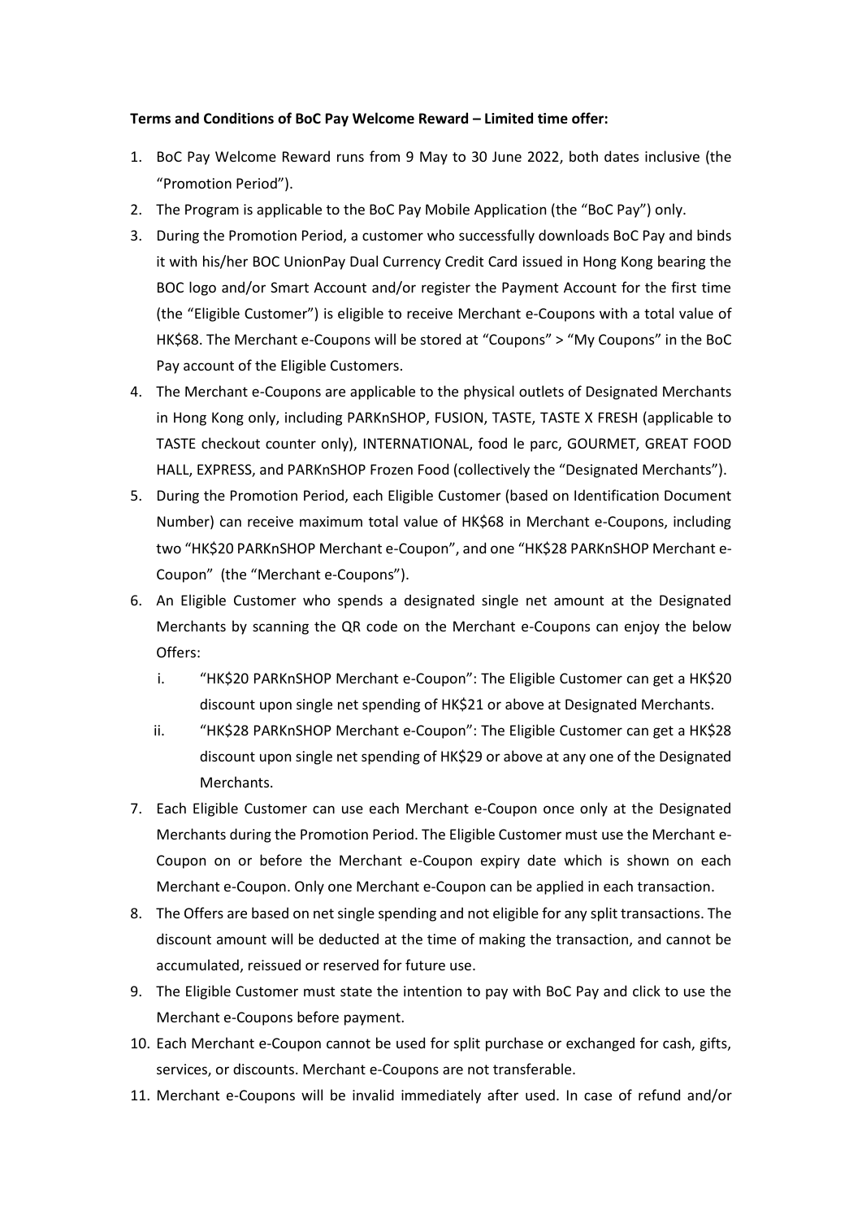**Terms and Conditions of BoC Pay Welcome Reward – Limited time offer:**

1. BoC Pay Welcome Reward runs from 9 May to 30 June 2022, both dates inclusive (the "Promotion Period").
2. The Program is applicable to the BoC Pay Mobile Application (the "BoC Pay") only.
3. During the Promotion Period, a customer who successfully downloads BoC Pay and binds it with his/her BOC UnionPay Dual Currency Credit Card issued in Hong Kong bearing the BOC logo and/or Smart Account and/or register the Payment Account for the first time (the "Eligible Customer") is eligible to receive Merchant e-Coupons with a total value of HK$68. The Merchant e-Coupons will be stored at "Coupons" > "My Coupons" in the BoC Pay account of the Eligible Customers.
4. The Merchant e-Coupons are applicable to the physical outlets of Designated Merchants in Hong Kong only, including PARKnSHOP, FUSION, TASTE, TASTE X FRESH (applicable to TASTE checkout counter only), INTERNATIONAL, food le parc, GOURMET, GREAT FOOD HALL, EXPRESS, and PARKnSHOP Frozen Food (collectively the "Designated Merchants").
5. During the Promotion Period, each Eligible Customer (based on Identification Document Number) can receive maximum total value of HK$68 in Merchant e-Coupons, including two "HK$20 PARKnSHOP Merchant e-Coupon", and one "HK$28 PARKnSHOP Merchant e-Coupon" (the "Merchant e-Coupons").
6. An Eligible Customer who spends a designated single net amount at the Designated Merchants by scanning the QR code on the Merchant e-Coupons can enjoy the below Offers:
   i. "HK$20 PARKnSHOP Merchant e-Coupon": The Eligible Customer can get a HK$20 discount upon single net spending of HK$21 or above at Designated Merchants.
   ii. "HK$28 PARKnSHOP Merchant e-Coupon": The Eligible Customer can get a HK$28 discount upon single net spending of HK$29 or above at any one of the Designated Merchants.
7. Each Eligible Customer can use each Merchant e-Coupon once only at the Designated Merchants during the Promotion Period. The Eligible Customer must use the Merchant e-Coupon on or before the Merchant e-Coupon expiry date which is shown on each Merchant e-Coupon. Only one Merchant e-Coupon can be applied in each transaction.
8. The Offers are based on net single spending and not eligible for any split transactions. The discount amount will be deducted at the time of making the transaction, and cannot be accumulated, reissued or reserved for future use.
9. The Eligible Customer must state the intention to pay with BoC Pay and click to use the Merchant e-Coupons before payment.
10. Each Merchant e-Coupon cannot be used for split purchase or exchanged for cash, gifts, services, or discounts. Merchant e-Coupons are not transferable.
11. Merchant e-Coupons will be invalid immediately after used. In case of refund and/or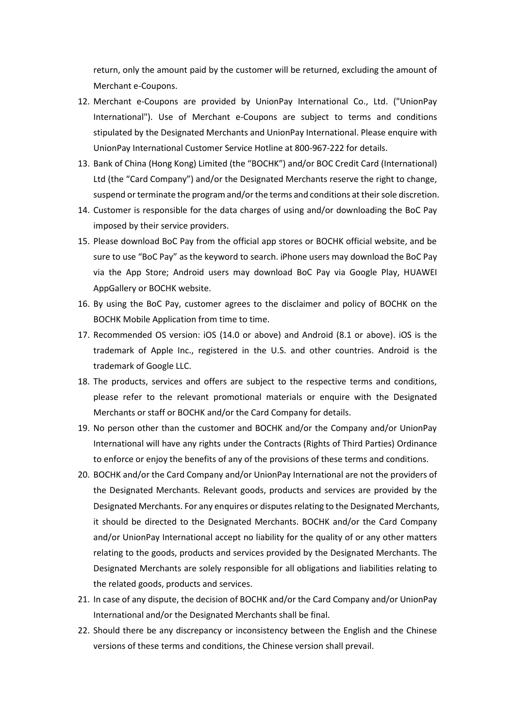return, only the amount paid by the customer will be returned, excluding the amount of Merchant e-Coupons.

12. Merchant e-Coupons are provided by UnionPay International Co., Ltd. ("UnionPay International"). Use of Merchant e-Coupons are subject to terms and conditions stipulated by the Designated Merchants and UnionPay International. Please enquire with UnionPay International Customer Service Hotline at 800-967-222 for details.
13. Bank of China (Hong Kong) Limited (the "BOCHK") and/or BOC Credit Card (International) Ltd (the "Card Company") and/or the Designated Merchants reserve the right to change, suspend or terminate the program and/or the terms and conditions at their sole discretion.
14. Customer is responsible for the data charges of using and/or downloading the BoC Pay imposed by their service providers.
15. Please download BoC Pay from the official app stores or BOCHK official website, and be sure to use "BoC Pay" as the keyword to search. iPhone users may download the BoC Pay via the App Store; Android users may download BoC Pay via Google Play, HUAWEI AppGallery or BOCHK website.
16. By using the BoC Pay, customer agrees to the disclaimer and policy of BOCHK on the BOCHK Mobile Application from time to time.
17. Recommended OS version: iOS (14.0 or above) and Android (8.1 or above). iOS is the trademark of Apple Inc., registered in the U.S. and other countries. Android is the trademark of Google LLC.
18. The products, services and offers are subject to the respective terms and conditions, please refer to the relevant promotional materials or enquire with the Designated Merchants or staff or BOCHK and/or the Card Company for details.
19. No person other than the customer and BOCHK and/or the Company and/or UnionPay International will have any rights under the Contracts (Rights of Third Parties) Ordinance to enforce or enjoy the benefits of any of the provisions of these terms and conditions.
20. BOCHK and/or the Card Company and/or UnionPay International are not the providers of the Designated Merchants. Relevant goods, products and services are provided by the Designated Merchants. For any enquires or disputes relating to the Designated Merchants, it should be directed to the Designated Merchants. BOCHK and/or the Card Company and/or UnionPay International accept no liability for the quality of or any other matters relating to the goods, products and services provided by the Designated Merchants. The Designated Merchants are solely responsible for all obligations and liabilities relating to the related goods, products and services.
21. In case of any dispute, the decision of BOCHK and/or the Card Company and/or UnionPay International and/or the Designated Merchants shall be final.
22. Should there be any discrepancy or inconsistency between the English and the Chinese versions of these terms and conditions, the Chinese version shall prevail.